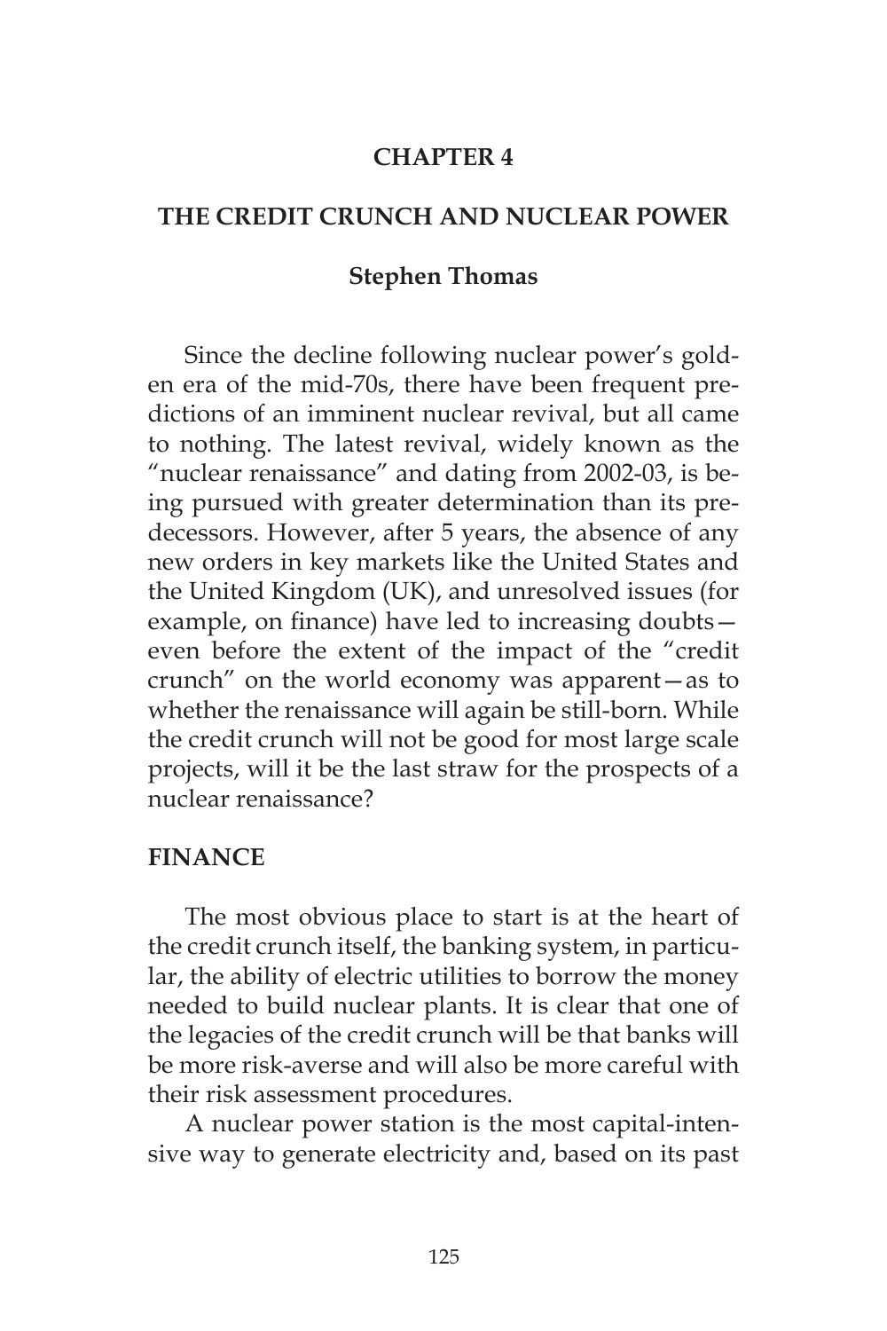# CHAPTER 4

# THE CREDIT CRUNCH AND NUCLEAR POWER

**Stephen Thomas**

Since the decline following nuclear power's golden era of the mid-70s, there have been frequent predictions of an imminent nuclear revival, but all came to nothing. The latest revival, widely known as the "nuclear renaissance" and dating from 2002-03, is being pursued with greater determination than its predecessors. However, after 5 years, the absence of any new orders in key markets like the United States and the United Kingdom (UK), and unresolved issues (for example, on finance) have led to increasing doubts—even before the extent of the impact of the "credit crunch" on the world economy was apparent—as to whether the renaissance will again be still-born. While the credit crunch will not be good for most large scale projects, will it be the last straw for the prospects of a nuclear renaissance?

## FINANCE

The most obvious place to start is at the heart of the credit crunch itself, the banking system, in particular, the ability of electric utilities to borrow the money needed to build nuclear plants. It is clear that one of the legacies of the credit crunch will be that banks will be more risk-averse and will also be more careful with their risk assessment procedures.

A nuclear power station is the most capital-intensive way to generate electricity and, based on its past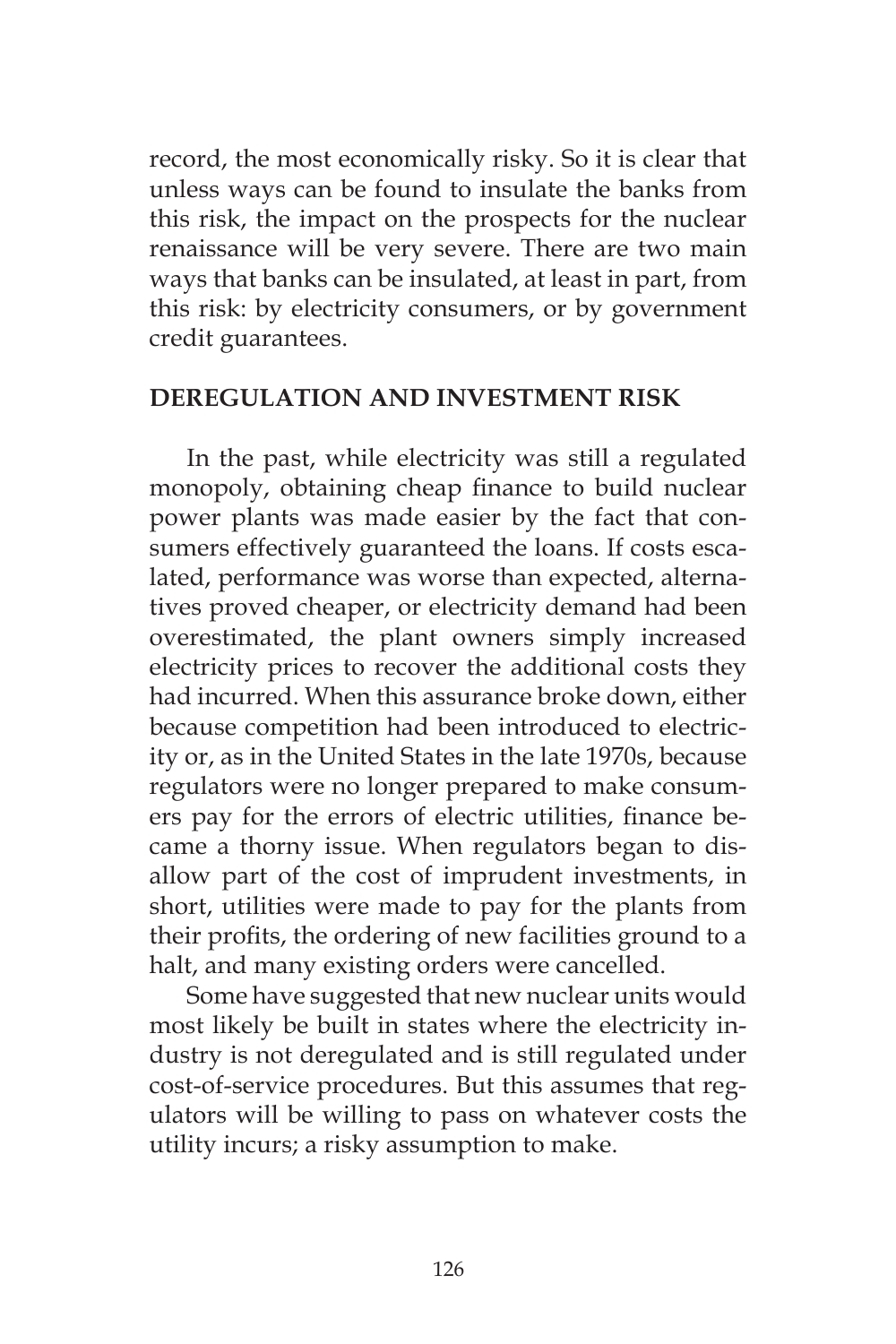record, the most economically risky. So it is clear that unless ways can be found to insulate the banks from this risk, the impact on the prospects for the nuclear renaissance will be very severe. There are two main ways that banks can be insulated, at least in part, from this risk: by electricity consumers, or by government credit guarantees.

## DEREGULATION AND INVESTMENT RISK

In the past, while electricity was still a regulated monopoly, obtaining cheap finance to build nuclear power plants was made easier by the fact that consumers effectively guaranteed the loans. If costs escalated, performance was worse than expected, alternatives proved cheaper, or electricity demand had been overestimated, the plant owners simply increased electricity prices to recover the additional costs they had incurred. When this assurance broke down, either because competition had been introduced to electricity or, as in the United States in the late 1970s, because regulators were no longer prepared to make consumers pay for the errors of electric utilities, finance became a thorny issue. When regulators began to disallow part of the cost of imprudent investments, in short, utilities were made to pay for the plants from their profits, the ordering of new facilities ground to a halt, and many existing orders were cancelled.

Some have suggested that new nuclear units would most likely be built in states where the electricity industry is not deregulated and is still regulated under cost-of-service procedures. But this assumes that regulators will be willing to pass on whatever costs the utility incurs; a risky assumption to make.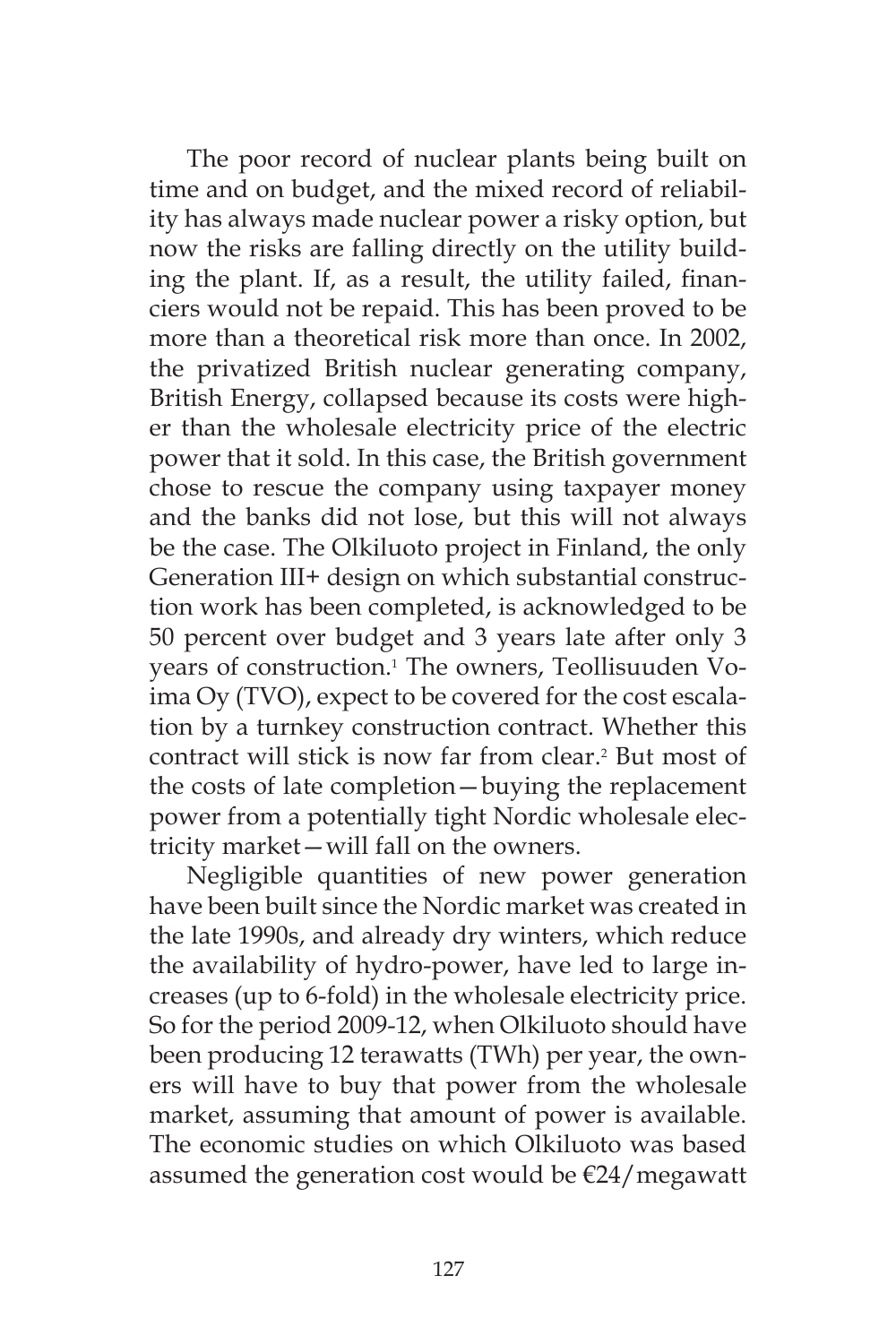The poor record of nuclear plants being built on time and on budget, and the mixed record of reliability has always made nuclear power a risky option, but now the risks are falling directly on the utility building the plant. If, as a result, the utility failed, financiers would not be repaid. This has been proved to be more than a theoretical risk more than once. In 2002, the privatized British nuclear generating company, British Energy, collapsed because its costs were higher than the wholesale electricity price of the electric power that it sold. In this case, the British government chose to rescue the company using taxpayer money and the banks did not lose, but this will not always be the case. The Olkiluoto project in Finland, the only Generation III+ design on which substantial construction work has been completed, is acknowledged to be 50 percent over budget and 3 years late after only 3 years of construction.[1] The owners, Teollisuuden Voima Oy (TVO), expect to be covered for the cost escalation by a turnkey construction contract. Whether this contract will stick is now far from clear.[2] But most of the costs of late completion—buying the replacement power from a potentially tight Nordic wholesale electricity market—will fall on the owners.

Negligible quantities of new power generation have been built since the Nordic market was created in the late 1990s, and already dry winters, which reduce the availability of hydro-power, have led to large increases (up to 6-fold) in the wholesale electricity price. So for the period 2009-12, when Olkiluoto should have been producing 12 terawatts (TWh) per year, the owners will have to buy that power from the wholesale market, assuming that amount of power is available. The economic studies on which Olkiluoto was based assumed the generation cost would be €24/megawatt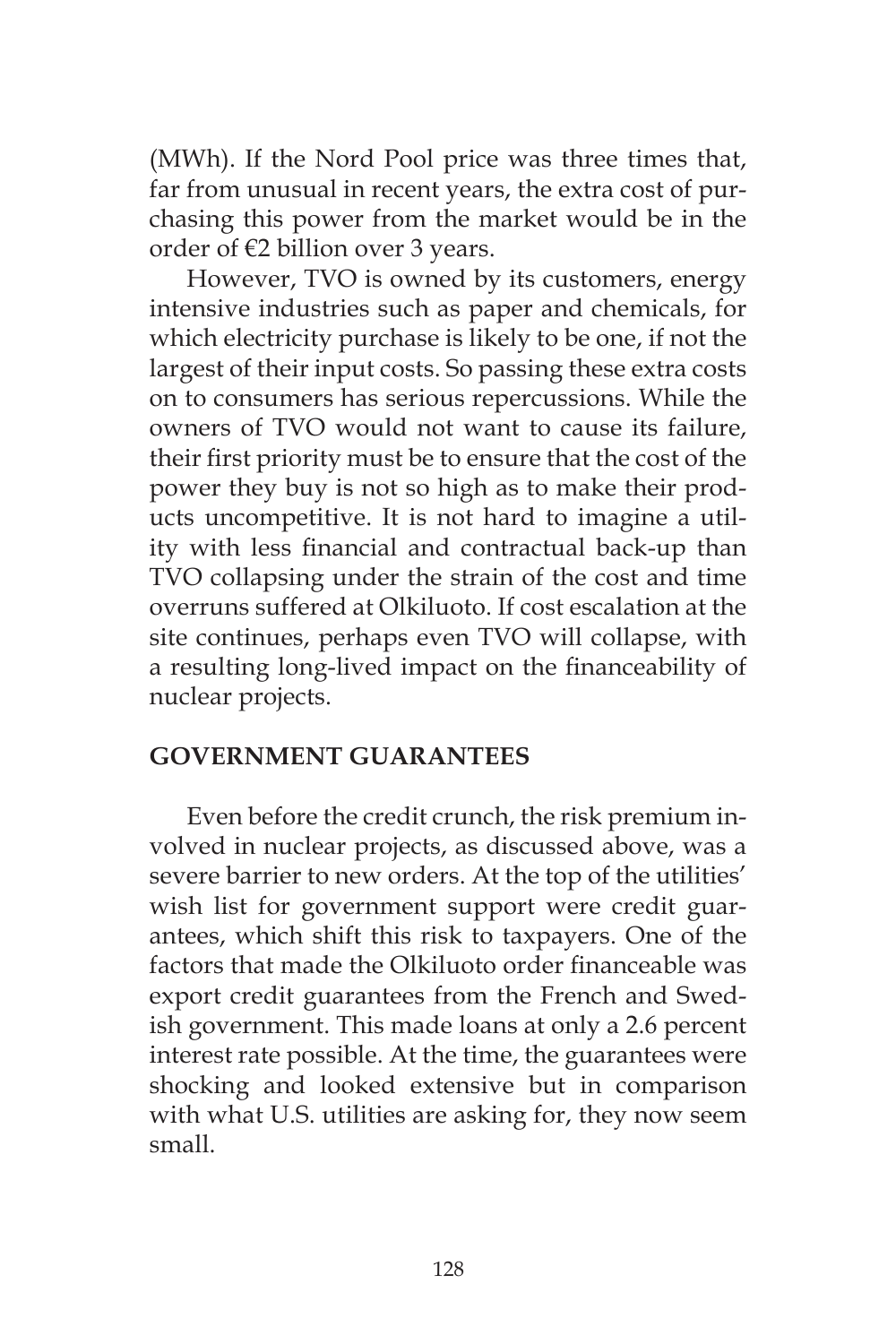(MWh). If the Nord Pool price was three times that, far from unusual in recent years, the extra cost of purchasing this power from the market would be in the order of €2 billion over 3 years.

However, TVO is owned by its customers, energy intensive industries such as paper and chemicals, for which electricity purchase is likely to be one, if not the largest of their input costs. So passing these extra costs on to consumers has serious repercussions. While the owners of TVO would not want to cause its failure, their first priority must be to ensure that the cost of the power they buy is not so high as to make their products uncompetitive. It is not hard to imagine a utility with less financial and contractual back-up than TVO collapsing under the strain of the cost and time overruns suffered at Olkiluoto. If cost escalation at the site continues, perhaps even TVO will collapse, with a resulting long-lived impact on the financeability of nuclear projects.

## GOVERNMENT GUARANTEES

Even before the credit crunch, the risk premium involved in nuclear projects, as discussed above, was a severe barrier to new orders. At the top of the utilities' wish list for government support were credit guarantees, which shift this risk to taxpayers. One of the factors that made the Olkiluoto order financeable was export credit guarantees from the French and Swedish government. This made loans at only a 2.6 percent interest rate possible. At the time, the guarantees were shocking and looked extensive but in comparison with what U.S. utilities are asking for, they now seem small.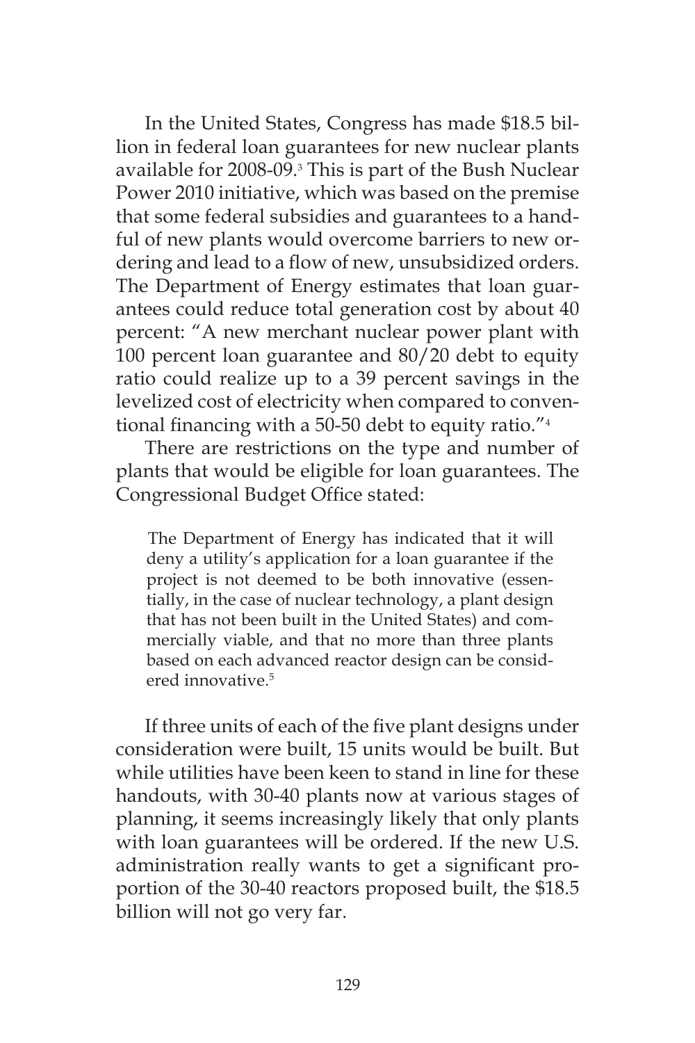In the United States, Congress has made $18.5 billion in federal loan guarantees for new nuclear plants available for 2008-09.[3] This is part of the Bush Nuclear Power 2010 initiative, which was based on the premise that some federal subsidies and guarantees to a handful of new plants would overcome barriers to new ordering and lead to a flow of new, unsubsidized orders. The Department of Energy estimates that loan guarantees could reduce total generation cost by about 40 percent: "A new merchant nuclear power plant with 100 percent loan guarantee and 80/20 debt to equity ratio could realize up to a 39 percent savings in the levelized cost of electricity when compared to conventional financing with a 50-50 debt to equity ratio."[4]

There are restrictions on the type and number of plants that would be eligible for loan guarantees. The Congressional Budget Office stated:

> The Department of Energy has indicated that it will deny a utility's application for a loan guarantee if the project is not deemed to be both innovative (essentially, in the case of nuclear technology, a plant design that has not been built in the United States) and commercially viable, and that no more than three plants based on each advanced reactor design can be considered innovative.[5]

If three units of each of the five plant designs under consideration were built, 15 units would be built. But while utilities have been keen to stand in line for these handouts, with 30-40 plants now at various stages of planning, it seems increasingly likely that only plants with loan guarantees will be ordered. If the new U.S. administration really wants to get a significant proportion of the 30-40 reactors proposed built, the $18.5 billion will not go very far.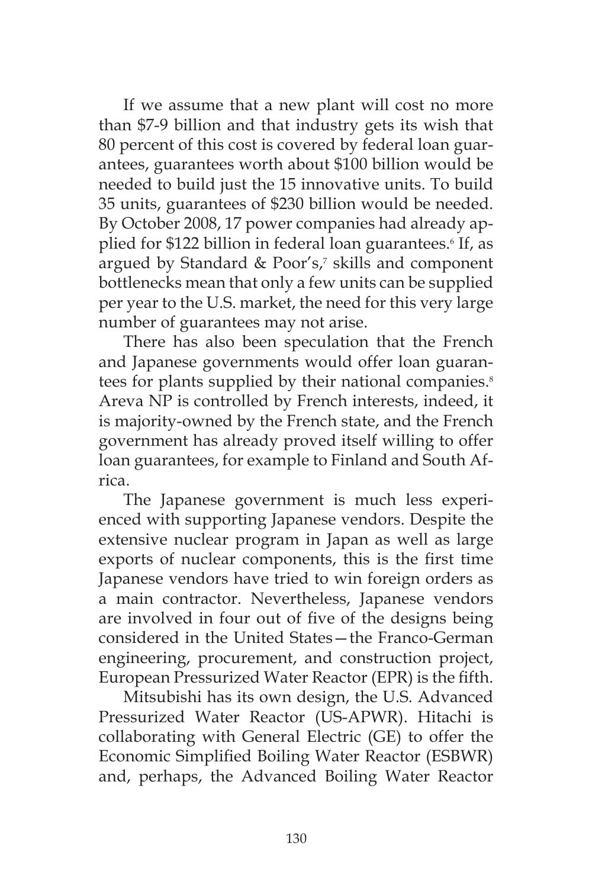If we assume that a new plant will cost no more than $7-9 billion and that industry gets its wish that 80 percent of this cost is covered by federal loan guarantees, guarantees worth about $100 billion would be needed to build just the 15 innovative units. To build 35 units, guarantees of $230 billion would be needed. By October 2008, 17 power companies had already applied for $122 billion in federal loan guarantees.[6] If, as argued by Standard & Poor's,[7] skills and component bottlenecks mean that only a few units can be supplied per year to the U.S. market, the need for this very large number of guarantees may not arise.

There has also been speculation that the French and Japanese governments would offer loan guarantees for plants supplied by their national companies.[8] Areva NP is controlled by French interests, indeed, it is majority-owned by the French state, and the French government has already proved itself willing to offer loan guarantees, for example to Finland and South Africa.

The Japanese government is much less experienced with supporting Japanese vendors. Despite the extensive nuclear program in Japan as well as large exports of nuclear components, this is the first time Japanese vendors have tried to win foreign orders as a main contractor. Nevertheless, Japanese vendors are involved in four out of five of the designs being considered in the United States—the Franco-German engineering, procurement, and construction project, European Pressurized Water Reactor (EPR) is the fifth.

Mitsubishi has its own design, the U.S. Advanced Pressurized Water Reactor (US-APWR). Hitachi is collaborating with General Electric (GE) to offer the Economic Simplified Boiling Water Reactor (ESBWR) and, perhaps, the Advanced Boiling Water Reactor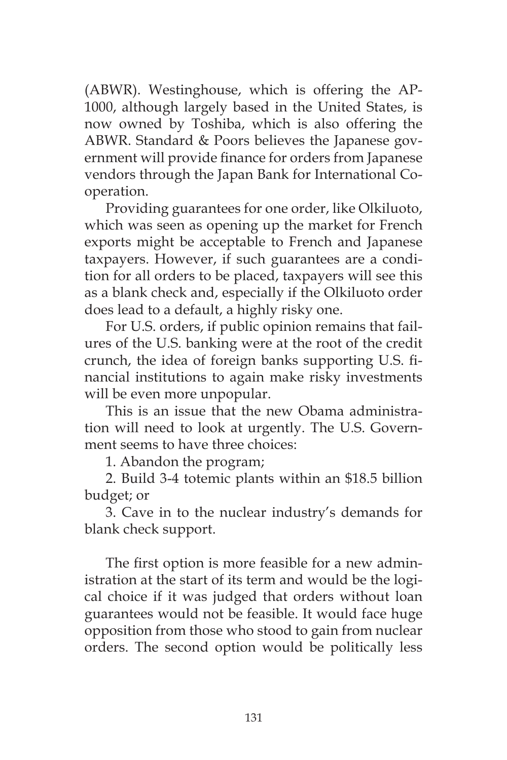(ABWR). Westinghouse, which is offering the AP-1000, although largely based in the United States, is now owned by Toshiba, which is also offering the ABWR. Standard & Poors believes the Japanese government will provide finance for orders from Japanese vendors through the Japan Bank for International Cooperation.

Providing guarantees for one order, like Olkiluoto, which was seen as opening up the market for French exports might be acceptable to French and Japanese taxpayers. However, if such guarantees are a condition for all orders to be placed, taxpayers will see this as a blank check and, especially if the Olkiluoto order does lead to a default, a highly risky one.

For U.S. orders, if public opinion remains that failures of the U.S. banking were at the root of the credit crunch, the idea of foreign banks supporting U.S. financial institutions to again make risky investments will be even more unpopular.

This is an issue that the new Obama administration will need to look at urgently. The U.S. Government seems to have three choices:

1. Abandon the program;
2. Build 3-4 totemic plants within an $18.5 billion budget; or
3. Cave in to the nuclear industry's demands for blank check support.

The first option is more feasible for a new administration at the start of its term and would be the logical choice if it was judged that orders without loan guarantees would not be feasible. It would face huge opposition from those who stood to gain from nuclear orders. The second option would be politically less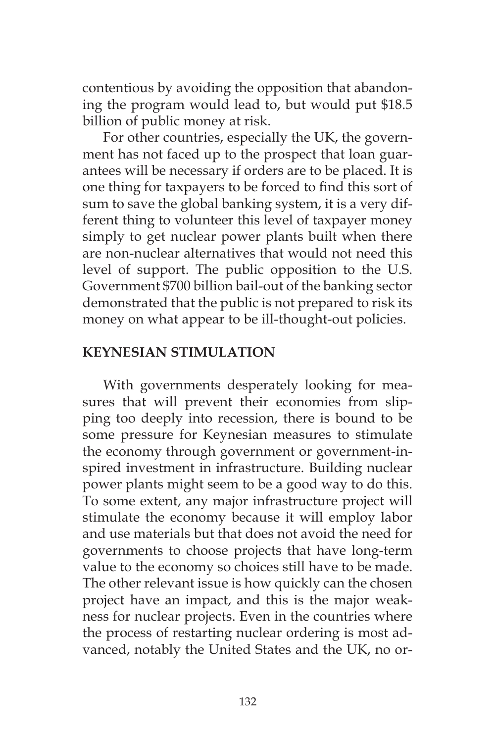contentious by avoiding the opposition that abandoning the program would lead to, but would put $18.5 billion of public money at risk.

For other countries, especially the UK, the government has not faced up to the prospect that loan guarantees will be necessary if orders are to be placed. It is one thing for taxpayers to be forced to find this sort of sum to save the global banking system, it is a very different thing to volunteer this level of taxpayer money simply to get nuclear power plants built when there are non-nuclear alternatives that would not need this level of support. The public opposition to the U.S. Government $700 billion bail-out of the banking sector demonstrated that the public is not prepared to risk its money on what appear to be ill-thought-out policies.

## KEYNESIAN STIMULATION

With governments desperately looking for measures that will prevent their economies from slipping too deeply into recession, there is bound to be some pressure for Keynesian measures to stimulate the economy through government or government-inspired investment in infrastructure. Building nuclear power plants might seem to be a good way to do this. To some extent, any major infrastructure project will stimulate the economy because it will employ labor and use materials but that does not avoid the need for governments to choose projects that have long-term value to the economy so choices still have to be made. The other relevant issue is how quickly can the chosen project have an impact, and this is the major weakness for nuclear projects. Even in the countries where the process of restarting nuclear ordering is most advanced, notably the United States and the UK, no or-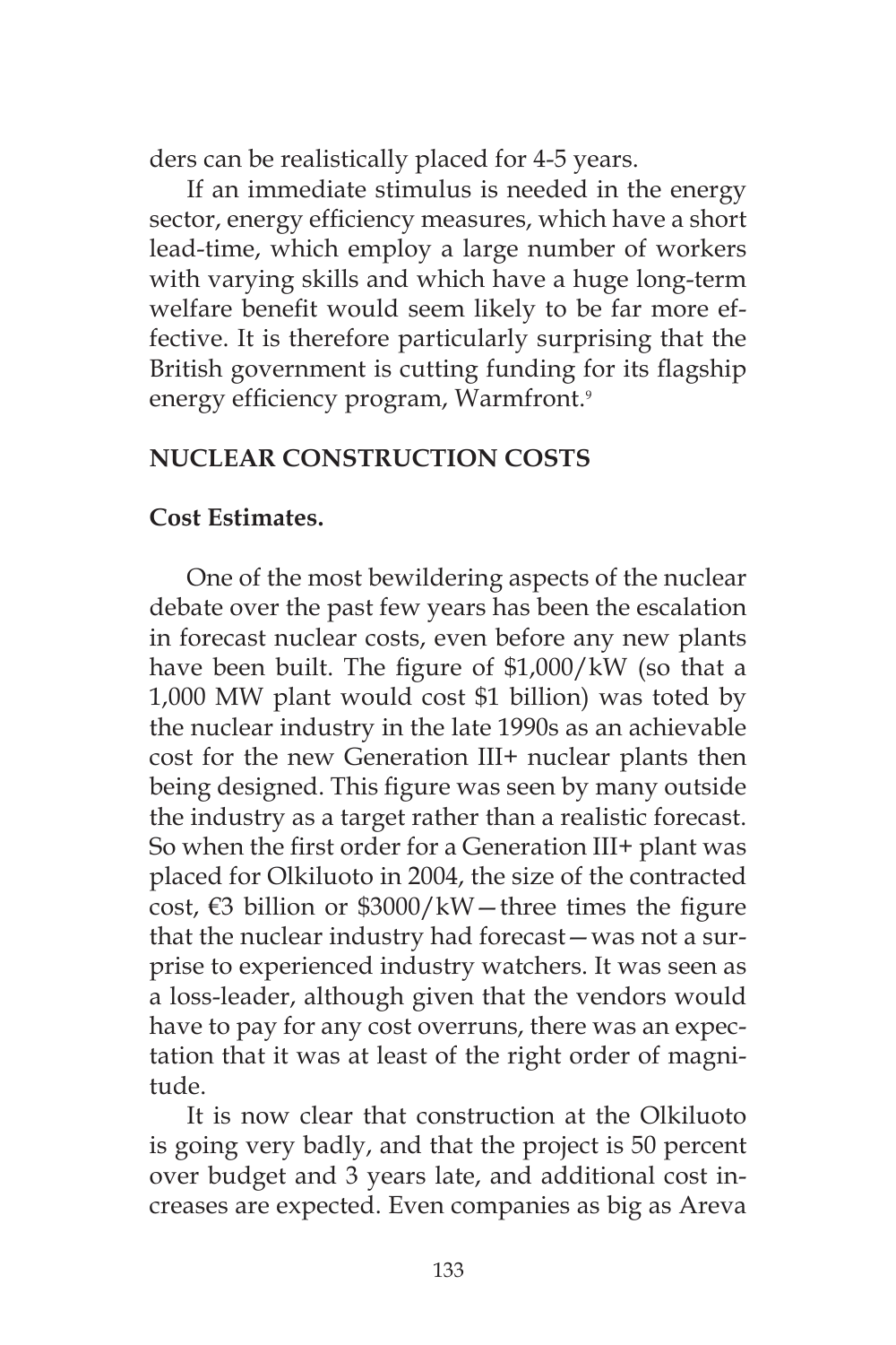ders can be realistically placed for 4-5 years.

If an immediate stimulus is needed in the energy sector, energy efficiency measures, which have a short lead-time, which employ a large number of workers with varying skills and which have a huge long-term welfare benefit would seem likely to be far more effective. It is therefore particularly surprising that the British government is cutting funding for its flagship energy efficiency program, Warmfront.[9]

## NUCLEAR CONSTRUCTION COSTS

### Cost Estimates.

One of the most bewildering aspects of the nuclear debate over the past few years has been the escalation in forecast nuclear costs, even before any new plants have been built. The figure of $1,000/kW (so that a 1,000 MW plant would cost $1 billion) was toted by the nuclear industry in the late 1990s as an achievable cost for the new Generation III+ nuclear plants then being designed. This figure was seen by many outside the industry as a target rather than a realistic forecast. So when the first order for a Generation III+ plant was placed for Olkiluoto in 2004, the size of the contracted cost, €3 billion or $3000/kW—three times the figure that the nuclear industry had forecast—was not a surprise to experienced industry watchers. It was seen as a loss-leader, although given that the vendors would have to pay for any cost overruns, there was an expectation that it was at least of the right order of magnitude.

It is now clear that construction at the Olkiluoto is going very badly, and that the project is 50 percent over budget and 3 years late, and additional cost increases are expected. Even companies as big as Areva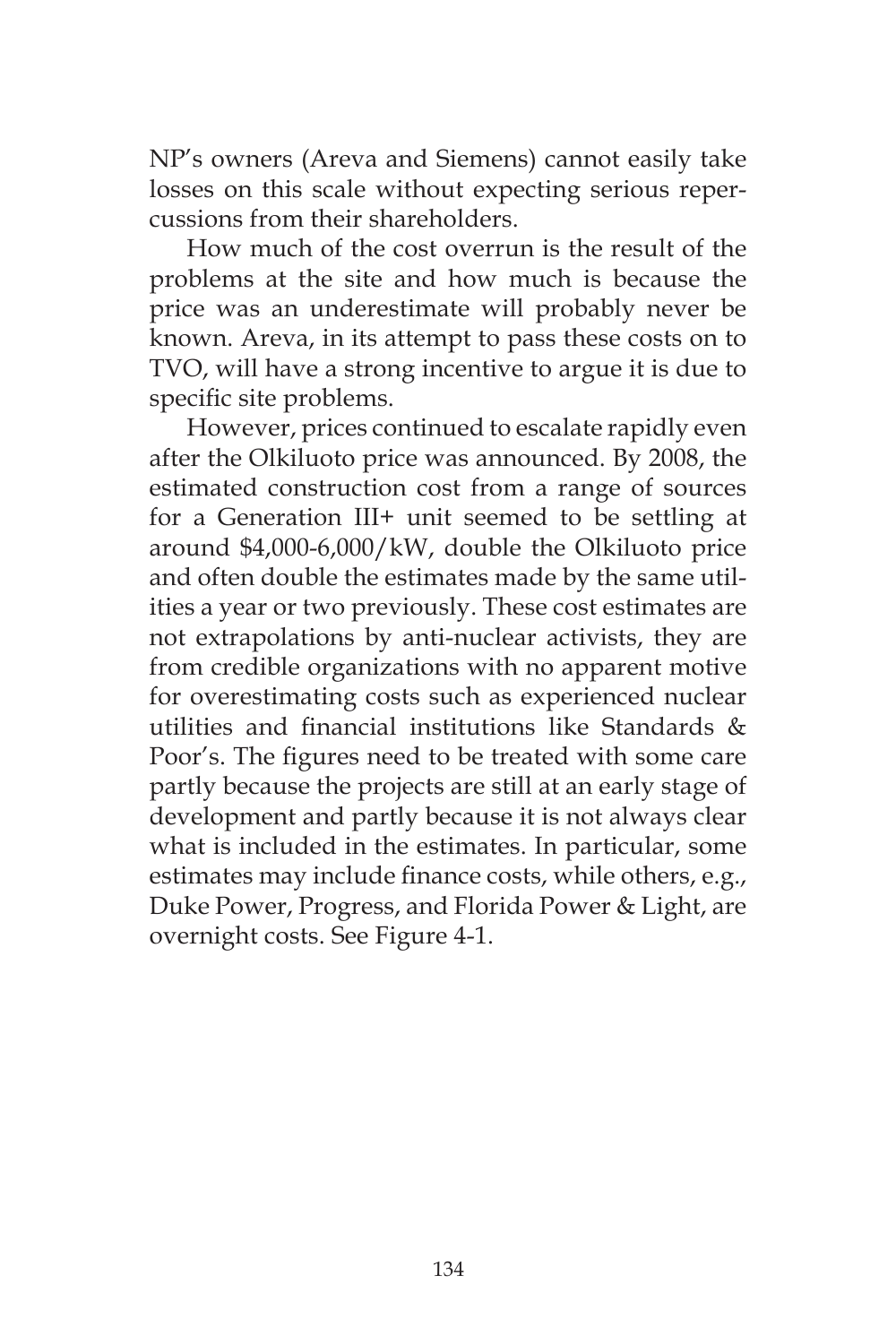NP's owners (Areva and Siemens) cannot easily take losses on this scale without expecting serious repercussions from their shareholders.

How much of the cost overrun is the result of the problems at the site and how much is because the price was an underestimate will probably never be known. Areva, in its attempt to pass these costs on to TVO, will have a strong incentive to argue it is due to specific site problems.

However, prices continued to escalate rapidly even after the Olkiluoto price was announced. By 2008, the estimated construction cost from a range of sources for a Generation III+ unit seemed to be settling at around $4,000-6,000/kW, double the Olkiluoto price and often double the estimates made by the same utilities a year or two previously. These cost estimates are not extrapolations by anti-nuclear activists, they are from credible organizations with no apparent motive for overestimating costs such as experienced nuclear utilities and financial institutions like Standards & Poor's. The figures need to be treated with some care partly because the projects are still at an early stage of development and partly because it is not always clear what is included in the estimates. In particular, some estimates may include finance costs, while others, e.g., Duke Power, Progress, and Florida Power & Light, are overnight costs. See Figure 4-1.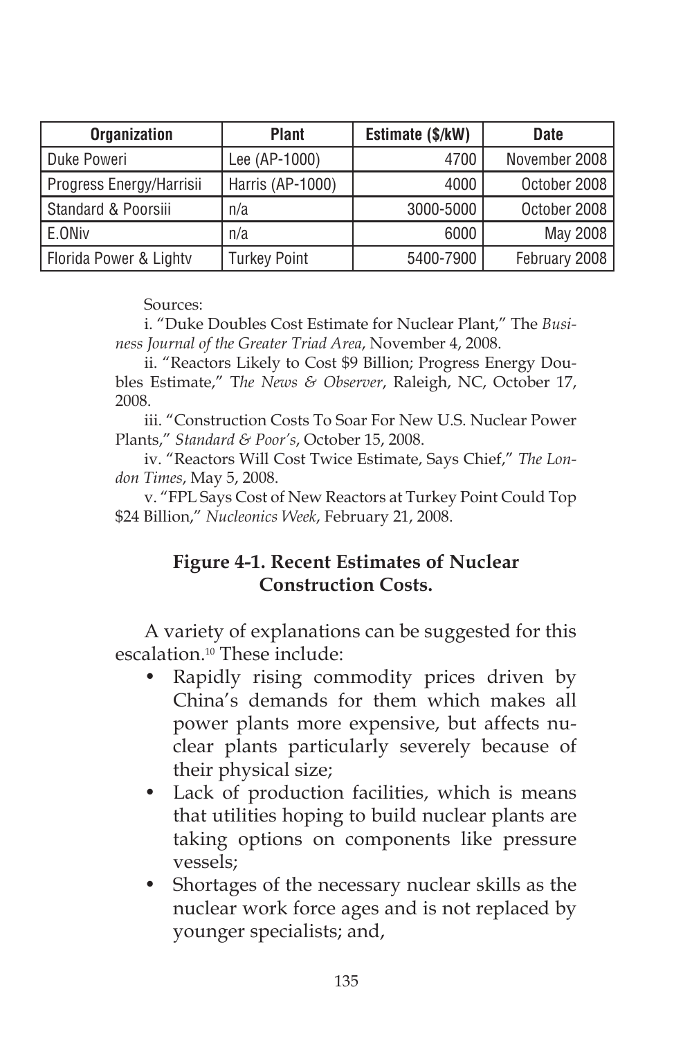| Organization | Plant | Estimate ($/kW) | Date |
|---|---|---|---|
| Duke Power[i] | Lee (AP-1000) | 4700 | November 2008 |
| Progress Energy/Harris[ii] | Harris (AP-1000) | 4000 | October 2008 |
| Standard & Poors[iii] | n/a | 3000-5000 | October 2008 |
| E.ON[iv] | n/a | 6000 | May 2008 |
| Florida Power & Light[v] | Turkey Point | 5400-7900 | February 2008 |

Sources:

i. "Duke Doubles Cost Estimate for Nuclear Plant," The *Business Journal of the Greater Triad Area*, November 4, 2008.

ii. "Reactors Likely to Cost $9 Billion; Progress Energy Doubles Estimate," T*he News & Observer*, Raleigh, NC, October 17, 2008.

iii. "Construction Costs To Soar For New U.S. Nuclear Power Plants," *Standard & Poor's*, October 15, 2008.

iv. "Reactors Will Cost Twice Estimate, Says Chief," *The London Times*, May 5, 2008.

v. "FPL Says Cost of New Reactors at Turkey Point Could Top $24 Billion," *Nucleonics Week*, February 21, 2008.

**Figure 4-1. Recent Estimates of Nuclear Construction Costs.**

A variety of explanations can be suggested for this escalation.[10] These include:

- Rapidly rising commodity prices driven by China's demands for them which makes all power plants more expensive, but affects nuclear plants particularly severely because of their physical size;
- Lack of production facilities, which is means that utilities hoping to build nuclear plants are taking options on components like pressure vessels;
- Shortages of the necessary nuclear skills as the nuclear work force ages and is not replaced by younger specialists; and,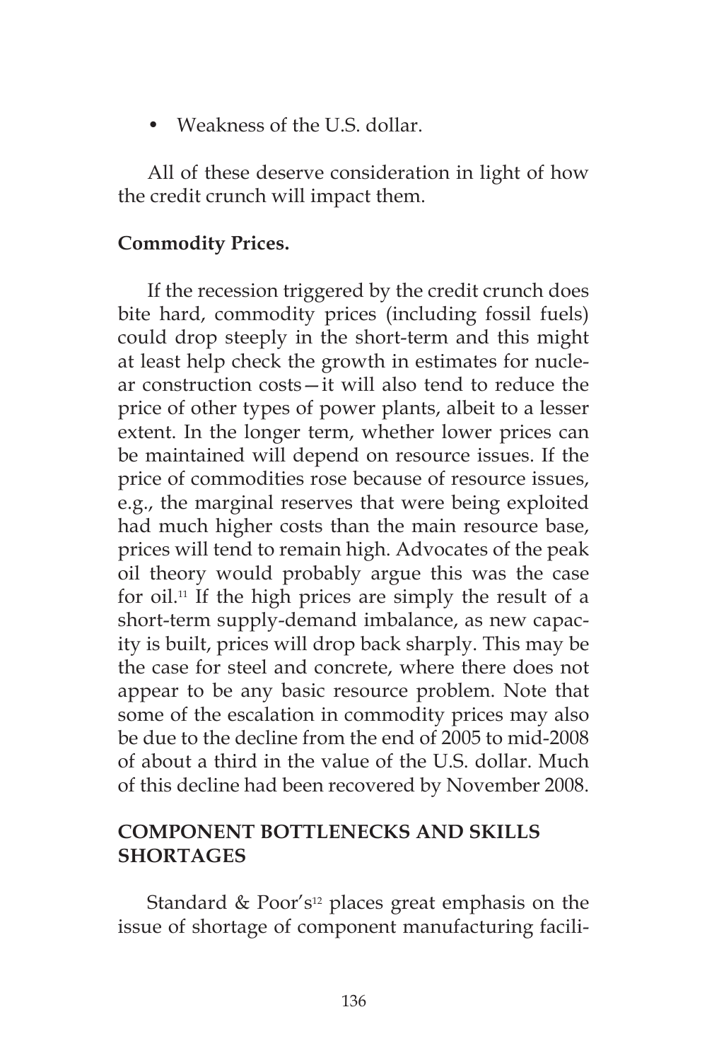- Weakness of the U.S. dollar.

All of these deserve consideration in light of how the credit crunch will impact them.

**Commodity Prices.**

If the recession triggered by the credit crunch does bite hard, commodity prices (including fossil fuels) could drop steeply in the short-term and this might at least help check the growth in estimates for nuclear construction costs—it will also tend to reduce the price of other types of power plants, albeit to a lesser extent. In the longer term, whether lower prices can be maintained will depend on resource issues. If the price of commodities rose because of resource issues, e.g., the marginal reserves that were being exploited had much higher costs than the main resource base, prices will tend to remain high. Advocates of the peak oil theory would probably argue this was the case for oil.[11] If the high prices are simply the result of a short-term supply-demand imbalance, as new capacity is built, prices will drop back sharply. This may be the case for steel and concrete, where there does not appear to be any basic resource problem. Note that some of the escalation in commodity prices may also be due to the decline from the end of 2005 to mid-2008 of about a third in the value of the U.S. dollar. Much of this decline had been recovered by November 2008.

## COMPONENT BOTTLENECKS AND SKILLS SHORTAGES

Standard & Poor's[12] places great emphasis on the issue of shortage of component manufacturing facili-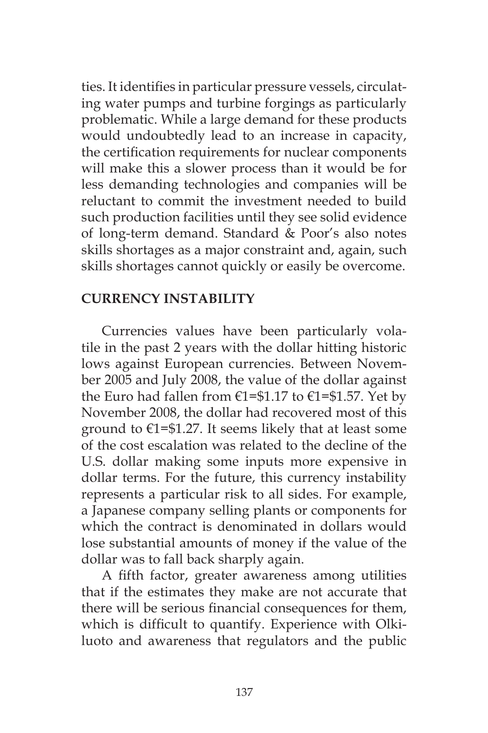ties. It identifies in particular pressure vessels, circulating water pumps and turbine forgings as particularly problematic. While a large demand for these products would undoubtedly lead to an increase in capacity, the certification requirements for nuclear components will make this a slower process than it would be for less demanding technologies and companies will be reluctant to commit the investment needed to build such production facilities until they see solid evidence of long-term demand. Standard & Poor's also notes skills shortages as a major constraint and, again, such skills shortages cannot quickly or easily be overcome.

## CURRENCY INSTABILITY

Currencies values have been particularly volatile in the past 2 years with the dollar hitting historic lows against European currencies. Between November 2005 and July 2008, the value of the dollar against the Euro had fallen from €1=$1.17 to €1=$1.57. Yet by November 2008, the dollar had recovered most of this ground to €1=$1.27. It seems likely that at least some of the cost escalation was related to the decline of the U.S. dollar making some inputs more expensive in dollar terms. For the future, this currency instability represents a particular risk to all sides. For example, a Japanese company selling plants or components for which the contract is denominated in dollars would lose substantial amounts of money if the value of the dollar was to fall back sharply again.

A fifth factor, greater awareness among utilities that if the estimates they make are not accurate that there will be serious financial consequences for them, which is difficult to quantify. Experience with Olkiluoto and awareness that regulators and the public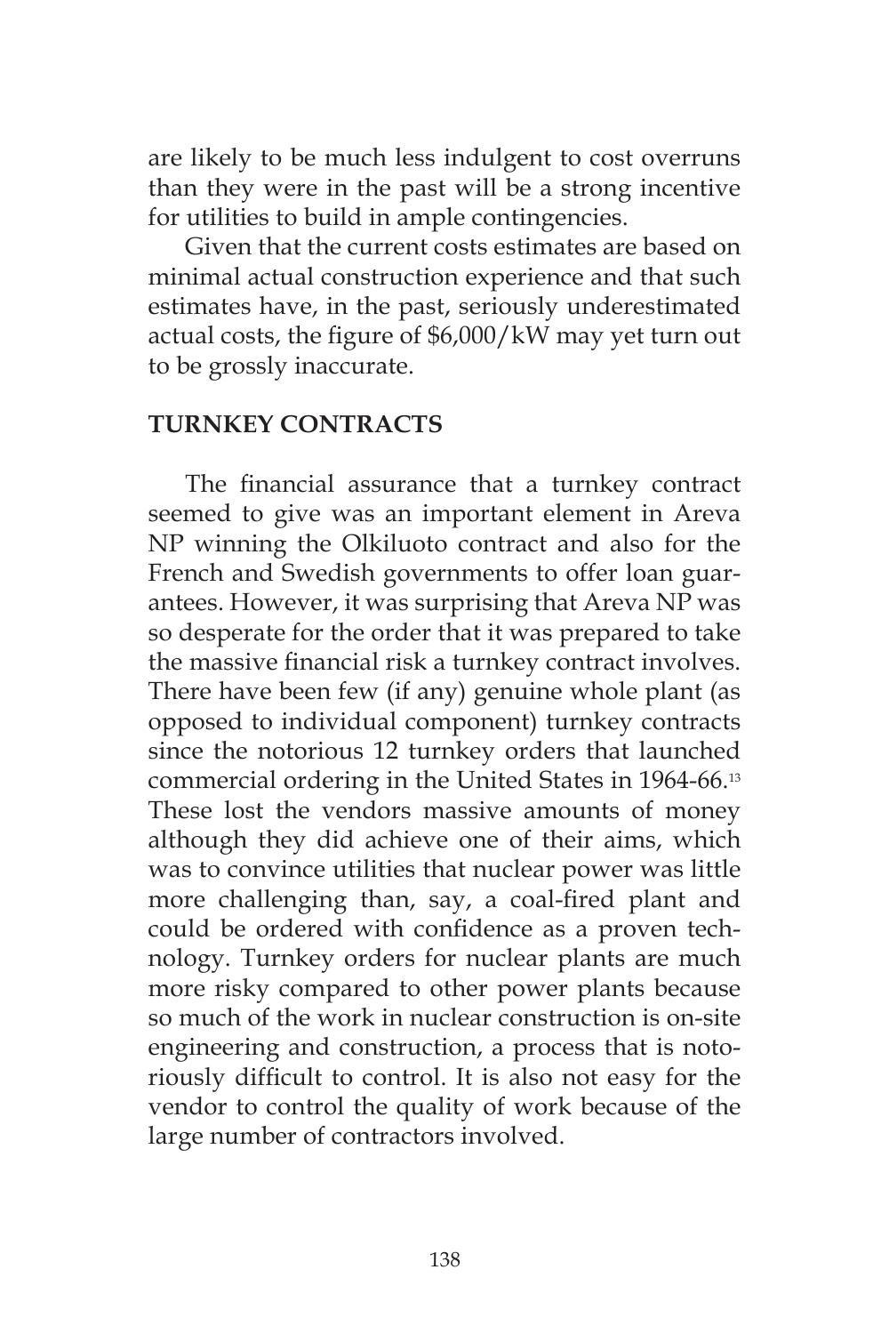are likely to be much less indulgent to cost overruns than they were in the past will be a strong incentive for utilities to build in ample contingencies.

Given that the current costs estimates are based on minimal actual construction experience and that such estimates have, in the past, seriously underestimated actual costs, the figure of $6,000/kW may yet turn out to be grossly inaccurate.

## TURNKEY CONTRACTS

The financial assurance that a turnkey contract seemed to give was an important element in Areva NP winning the Olkiluoto contract and also for the French and Swedish governments to offer loan guarantees. However, it was surprising that Areva NP was so desperate for the order that it was prepared to take the massive financial risk a turnkey contract involves. There have been few (if any) genuine whole plant (as opposed to individual component) turnkey contracts since the notorious 12 turnkey orders that launched commercial ordering in the United States in 1964-66.[13] These lost the vendors massive amounts of money although they did achieve one of their aims, which was to convince utilities that nuclear power was little more challenging than, say, a coal-fired plant and could be ordered with confidence as a proven technology. Turnkey orders for nuclear plants are much more risky compared to other power plants because so much of the work in nuclear construction is on-site engineering and construction, a process that is notoriously difficult to control. It is also not easy for the vendor to control the quality of work because of the large number of contractors involved.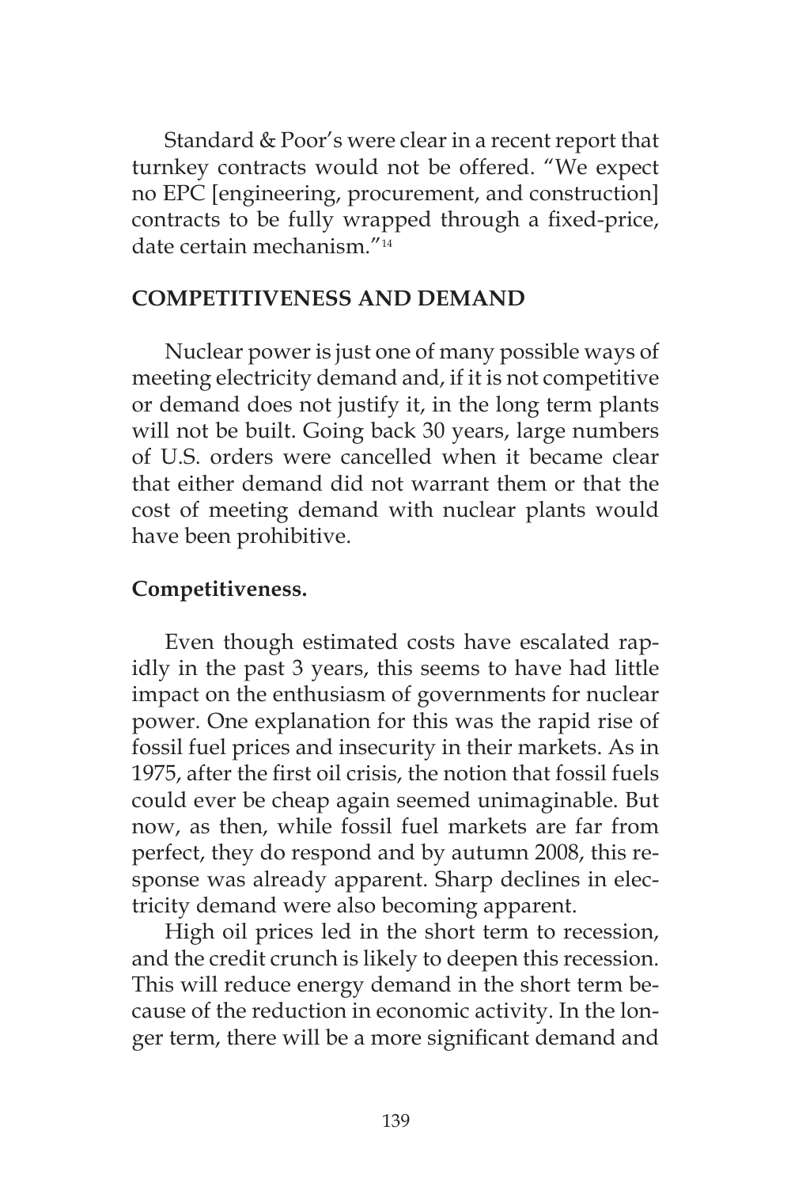Standard & Poor's were clear in a recent report that turnkey contracts would not be offered. "We expect no EPC [engineering, procurement, and construction] contracts to be fully wrapped through a fixed-price, date certain mechanism."[14]

## COMPETITIVENESS AND DEMAND

Nuclear power is just one of many possible ways of meeting electricity demand and, if it is not competitive or demand does not justify it, in the long term plants will not be built. Going back 30 years, large numbers of U.S. orders were cancelled when it became clear that either demand did not warrant them or that the cost of meeting demand with nuclear plants would have been prohibitive.

### Competitiveness.

Even though estimated costs have escalated rapidly in the past 3 years, this seems to have had little impact on the enthusiasm of governments for nuclear power. One explanation for this was the rapid rise of fossil fuel prices and insecurity in their markets. As in 1975, after the first oil crisis, the notion that fossil fuels could ever be cheap again seemed unimaginable. But now, as then, while fossil fuel markets are far from perfect, they do respond and by autumn 2008, this response was already apparent. Sharp declines in electricity demand were also becoming apparent.

High oil prices led in the short term to recession, and the credit crunch is likely to deepen this recession. This will reduce energy demand in the short term because of the reduction in economic activity. In the longer term, there will be a more significant demand and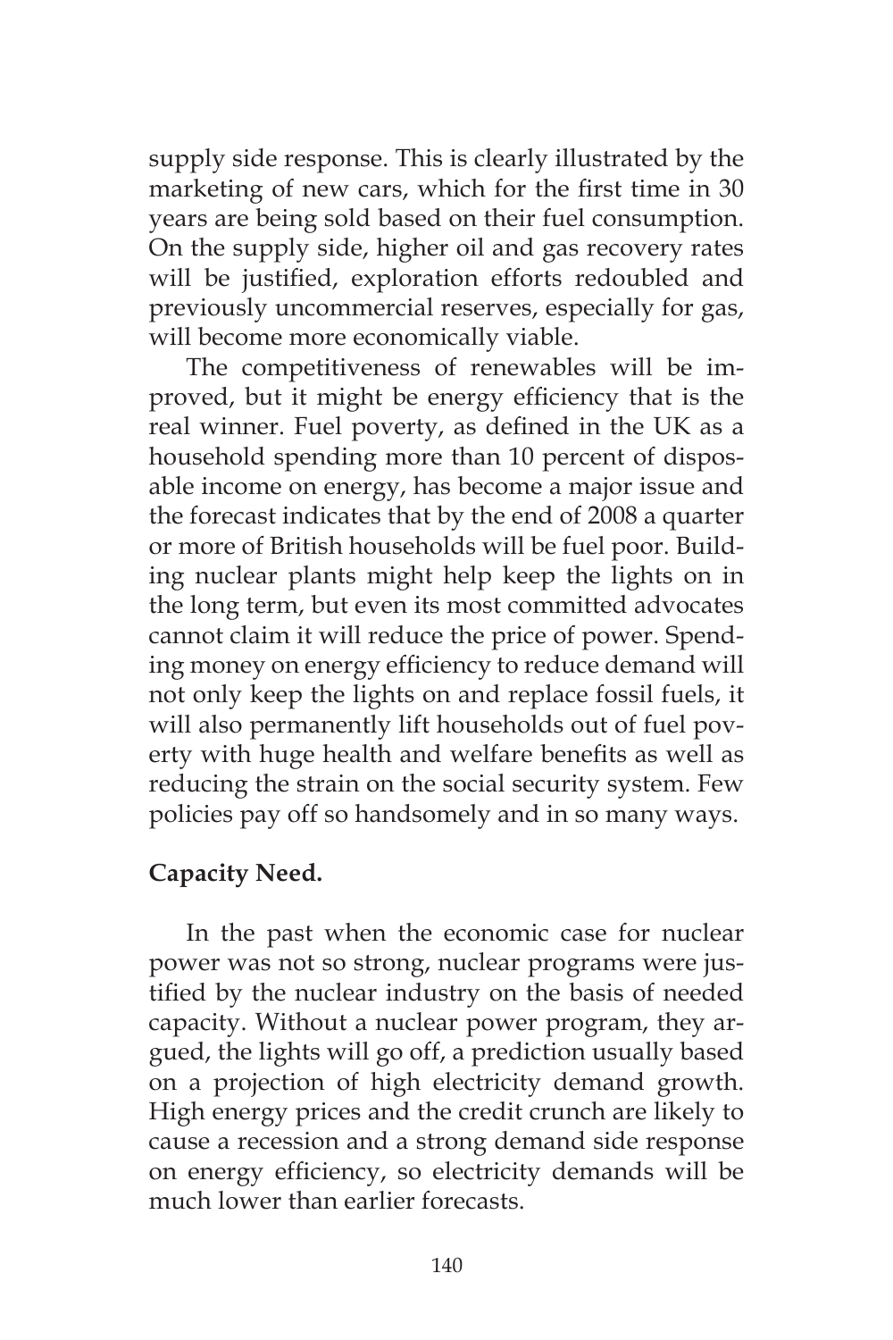supply side response. This is clearly illustrated by the marketing of new cars, which for the first time in 30 years are being sold based on their fuel consumption. On the supply side, higher oil and gas recovery rates will be justified, exploration efforts redoubled and previously uncommercial reserves, especially for gas, will become more economically viable.

The competitiveness of renewables will be improved, but it might be energy efficiency that is the real winner. Fuel poverty, as defined in the UK as a household spending more than 10 percent of disposable income on energy, has become a major issue and the forecast indicates that by the end of 2008 a quarter or more of British households will be fuel poor. Building nuclear plants might help keep the lights on in the long term, but even its most committed advocates cannot claim it will reduce the price of power. Spending money on energy efficiency to reduce demand will not only keep the lights on and replace fossil fuels, it will also permanently lift households out of fuel poverty with huge health and welfare benefits as well as reducing the strain on the social security system. Few policies pay off so handsomely and in so many ways.

**Capacity Need.**

In the past when the economic case for nuclear power was not so strong, nuclear programs were justified by the nuclear industry on the basis of needed capacity. Without a nuclear power program, they argued, the lights will go off, a prediction usually based on a projection of high electricity demand growth. High energy prices and the credit crunch are likely to cause a recession and a strong demand side response on energy efficiency, so electricity demands will be much lower than earlier forecasts.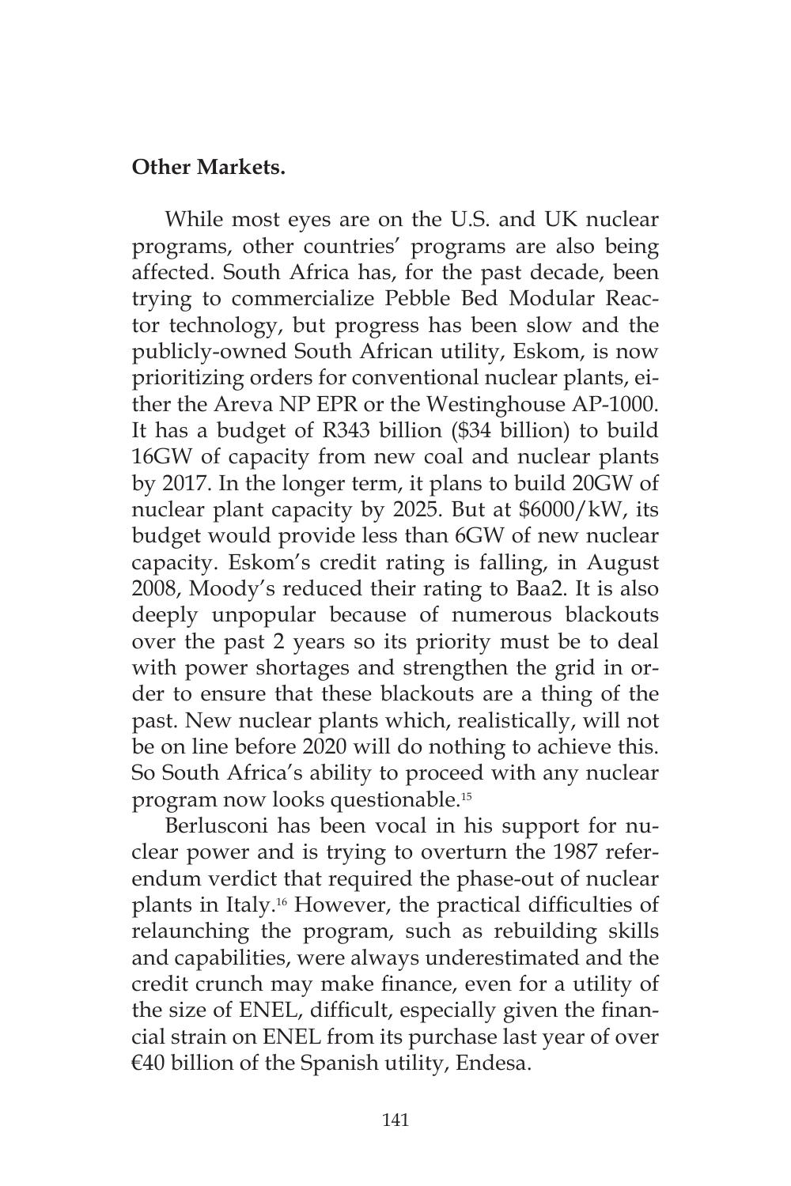**Other Markets.**

While most eyes are on the U.S. and UK nuclear programs, other countries' programs are also being affected. South Africa has, for the past decade, been trying to commercialize Pebble Bed Modular Reactor technology, but progress has been slow and the publicly-owned South African utility, Eskom, is now prioritizing orders for conventional nuclear plants, either the Areva NP EPR or the Westinghouse AP-1000. It has a budget of R343 billion ($34 billion) to build 16GW of capacity from new coal and nuclear plants by 2017. In the longer term, it plans to build 20GW of nuclear plant capacity by 2025. But at $6000/kW, its budget would provide less than 6GW of new nuclear capacity. Eskom's credit rating is falling, in August 2008, Moody's reduced their rating to Baa2. It is also deeply unpopular because of numerous blackouts over the past 2 years so its priority must be to deal with power shortages and strengthen the grid in order to ensure that these blackouts are a thing of the past. New nuclear plants which, realistically, will not be on line before 2020 will do nothing to achieve this. So South Africa's ability to proceed with any nuclear program now looks questionable.[15]

Berlusconi has been vocal in his support for nuclear power and is trying to overturn the 1987 referendum verdict that required the phase-out of nuclear plants in Italy.[16] However, the practical difficulties of relaunching the program, such as rebuilding skills and capabilities, were always underestimated and the credit crunch may make finance, even for a utility of the size of ENEL, difficult, especially given the financial strain on ENEL from its purchase last year of over €40 billion of the Spanish utility, Endesa.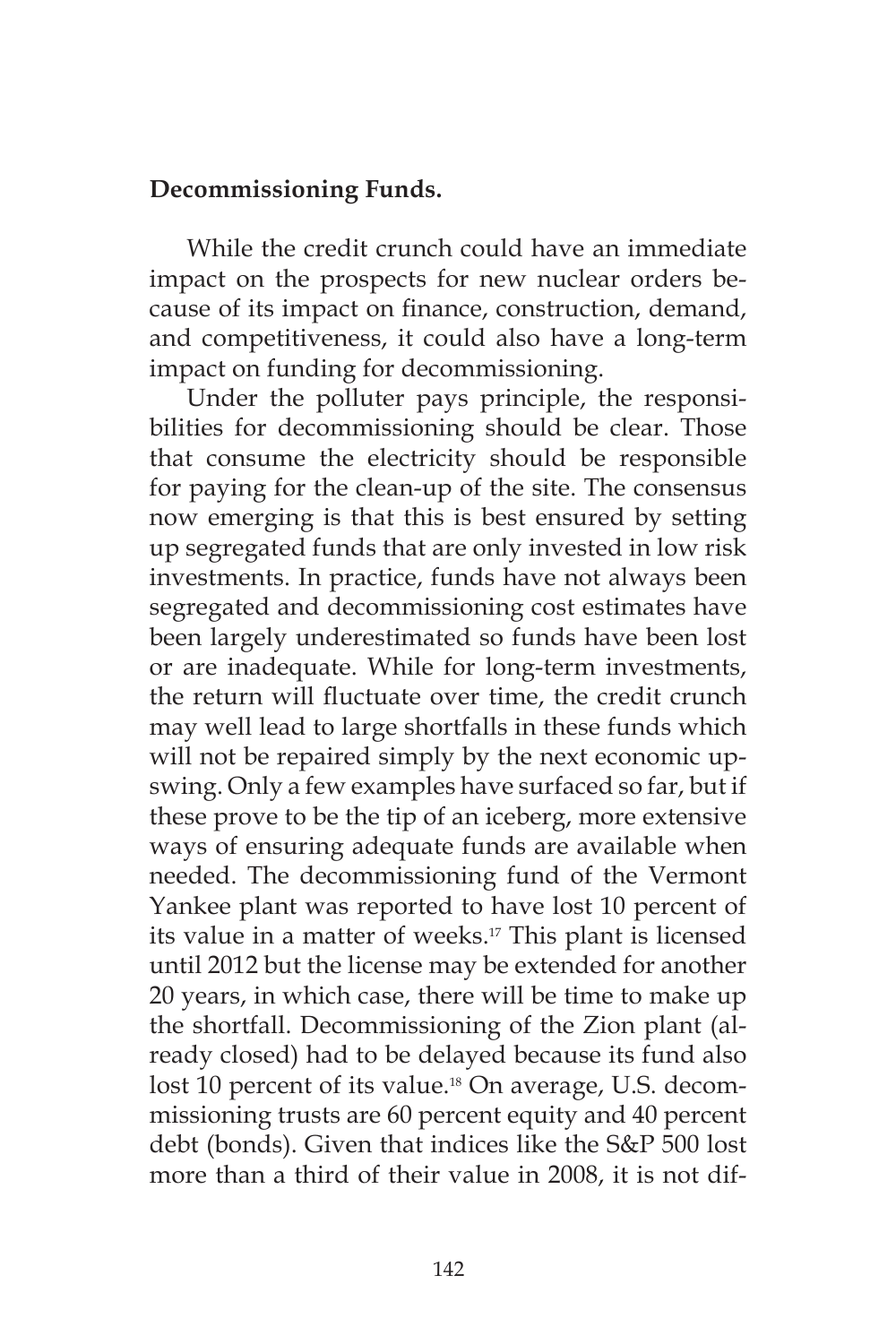**Decommissioning Funds.**

While the credit crunch could have an immediate impact on the prospects for new nuclear orders because of its impact on finance, construction, demand, and competitiveness, it could also have a long-term impact on funding for decommissioning.

Under the polluter pays principle, the responsibilities for decommissioning should be clear. Those that consume the electricity should be responsible for paying for the clean-up of the site. The consensus now emerging is that this is best ensured by setting up segregated funds that are only invested in low risk investments. In practice, funds have not always been segregated and decommissioning cost estimates have been largely underestimated so funds have been lost or are inadequate. While for long-term investments, the return will fluctuate over time, the credit crunch may well lead to large shortfalls in these funds which will not be repaired simply by the next economic upswing. Only a few examples have surfaced so far, but if these prove to be the tip of an iceberg, more extensive ways of ensuring adequate funds are available when needed. The decommissioning fund of the Vermont Yankee plant was reported to have lost 10 percent of its value in a matter of weeks.[17] This plant is licensed until 2012 but the license may be extended for another 20 years, in which case, there will be time to make up the shortfall. Decommissioning of the Zion plant (already closed) had to be delayed because its fund also lost 10 percent of its value.[18] On average, U.S. decommissioning trusts are 60 percent equity and 40 percent debt (bonds). Given that indices like the S&P 500 lost more than a third of their value in 2008, it is not dif-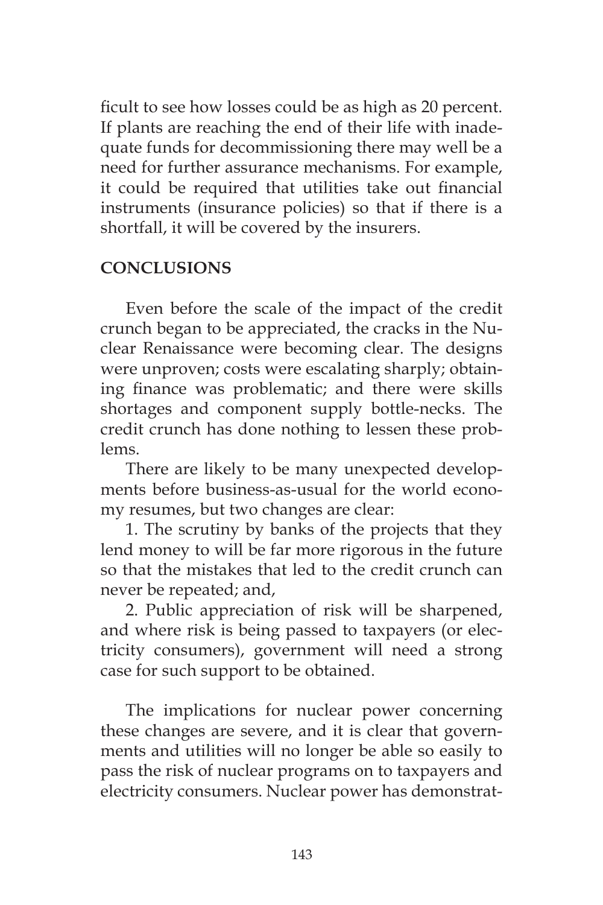ficult to see how losses could be as high as 20 percent. If plants are reaching the end of their life with inadequate funds for decommissioning there may well be a need for further assurance mechanisms. For example, it could be required that utilities take out financial instruments (insurance policies) so that if there is a shortfall, it will be covered by the insurers.

## CONCLUSIONS

Even before the scale of the impact of the credit crunch began to be appreciated, the cracks in the Nuclear Renaissance were becoming clear. The designs were unproven; costs were escalating sharply; obtaining finance was problematic; and there were skills shortages and component supply bottle-necks. The credit crunch has done nothing to lessen these problems.

There are likely to be many unexpected developments before business-as-usual for the world economy resumes, but two changes are clear:

1. The scrutiny by banks of the projects that they lend money to will be far more rigorous in the future so that the mistakes that led to the credit crunch can never be repeated; and,

2. Public appreciation of risk will be sharpened, and where risk is being passed to taxpayers (or electricity consumers), government will need a strong case for such support to be obtained.

The implications for nuclear power concerning these changes are severe, and it is clear that governments and utilities will no longer be able so easily to pass the risk of nuclear programs on to taxpayers and electricity consumers. Nuclear power has demonstrat-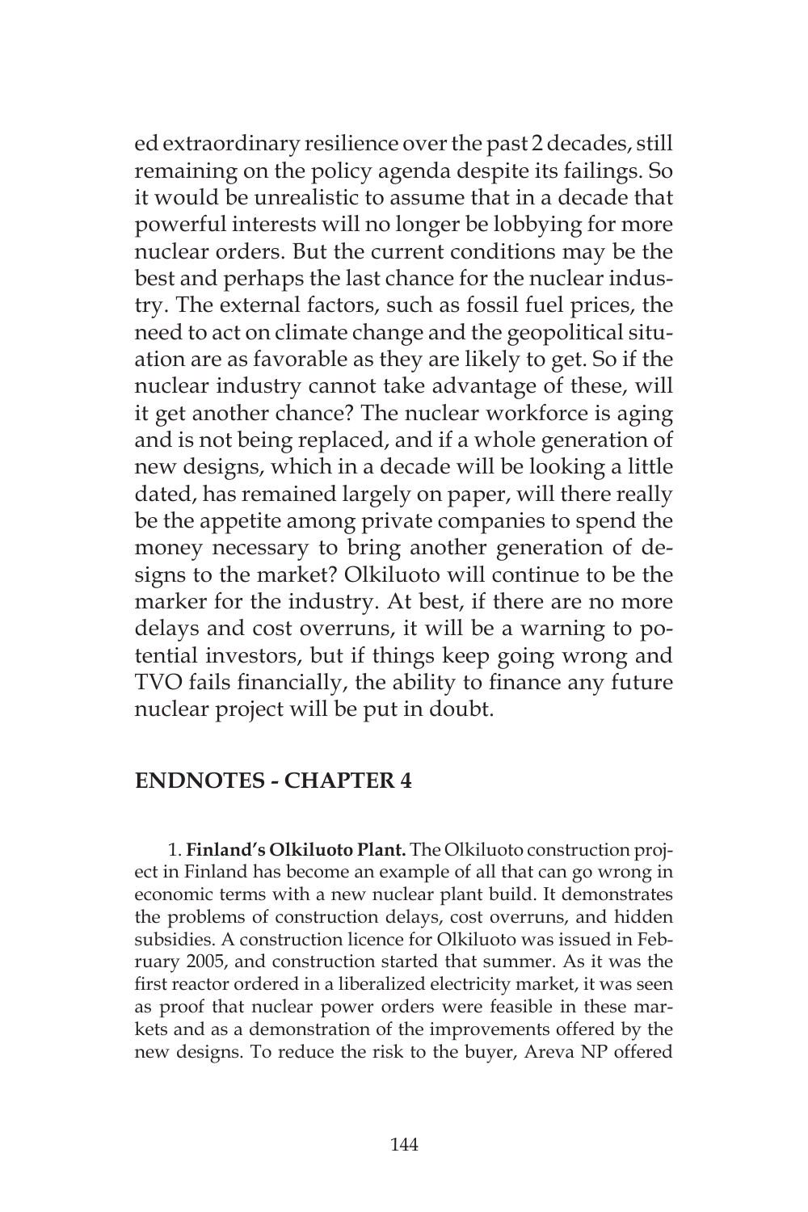ed extraordinary resilience over the past 2 decades, still remaining on the policy agenda despite its failings. So it would be unrealistic to assume that in a decade that powerful interests will no longer be lobbying for more nuclear orders. But the current conditions may be the best and perhaps the last chance for the nuclear industry. The external factors, such as fossil fuel prices, the need to act on climate change and the geopolitical situation are as favorable as they are likely to get. So if the nuclear industry cannot take advantage of these, will it get another chance? The nuclear workforce is aging and is not being replaced, and if a whole generation of new designs, which in a decade will be looking a little dated, has remained largely on paper, will there really be the appetite among private companies to spend the money necessary to bring another generation of designs to the market? Olkiluoto will continue to be the marker for the industry. At best, if there are no more delays and cost overruns, it will be a warning to potential investors, but if things keep going wrong and TVO fails financially, the ability to finance any future nuclear project will be put in doubt.

## ENDNOTES - CHAPTER 4

1. **Finland's Olkiluoto Plant.** The Olkiluoto construction project in Finland has become an example of all that can go wrong in economic terms with a new nuclear plant build. It demonstrates the problems of construction delays, cost overruns, and hidden subsidies. A construction licence for Olkiluoto was issued in February 2005, and construction started that summer. As it was the first reactor ordered in a liberalized electricity market, it was seen as proof that nuclear power orders were feasible in these markets and as a demonstration of the improvements offered by the new designs. To reduce the risk to the buyer, Areva NP offered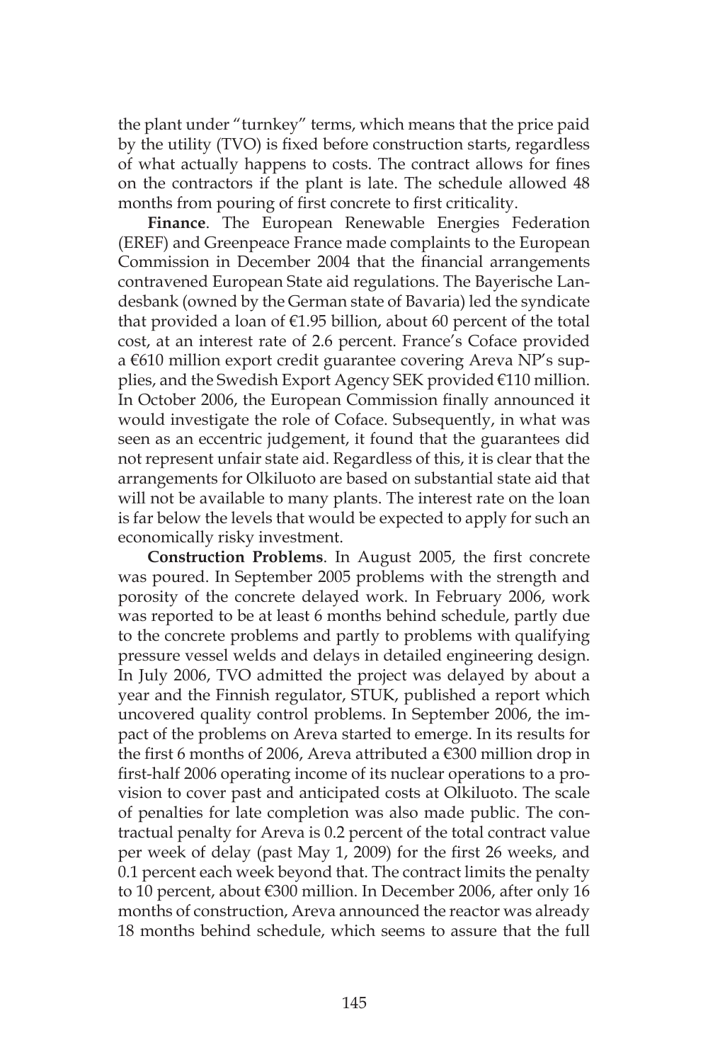the plant under "turnkey" terms, which means that the price paid by the utility (TVO) is fixed before construction starts, regardless of what actually happens to costs. The contract allows for fines on the contractors if the plant is late. The schedule allowed 48 months from pouring of first concrete to first criticality.

**Finance**. The European Renewable Energies Federation (EREF) and Greenpeace France made complaints to the European Commission in December 2004 that the financial arrangements contravened European State aid regulations. The Bayerische Landesbank (owned by the German state of Bavaria) led the syndicate that provided a loan of €1.95 billion, about 60 percent of the total cost, at an interest rate of 2.6 percent. France's Coface provided a €610 million export credit guarantee covering Areva NP's supplies, and the Swedish Export Agency SEK provided €110 million. In October 2006, the European Commission finally announced it would investigate the role of Coface. Subsequently, in what was seen as an eccentric judgement, it found that the guarantees did not represent unfair state aid. Regardless of this, it is clear that the arrangements for Olkiluoto are based on substantial state aid that will not be available to many plants. The interest rate on the loan is far below the levels that would be expected to apply for such an economically risky investment.

**Construction Problems**. In August 2005, the first concrete was poured. In September 2005 problems with the strength and porosity of the concrete delayed work. In February 2006, work was reported to be at least 6 months behind schedule, partly due to the concrete problems and partly to problems with qualifying pressure vessel welds and delays in detailed engineering design. In July 2006, TVO admitted the project was delayed by about a year and the Finnish regulator, STUK, published a report which uncovered quality control problems. In September 2006, the impact of the problems on Areva started to emerge. In its results for the first 6 months of 2006, Areva attributed a €300 million drop in first-half 2006 operating income of its nuclear operations to a provision to cover past and anticipated costs at Olkiluoto. The scale of penalties for late completion was also made public. The contractual penalty for Areva is 0.2 percent of the total contract value per week of delay (past May 1, 2009) for the first 26 weeks, and 0.1 percent each week beyond that. The contract limits the penalty to 10 percent, about €300 million. In December 2006, after only 16 months of construction, Areva announced the reactor was already 18 months behind schedule, which seems to assure that the full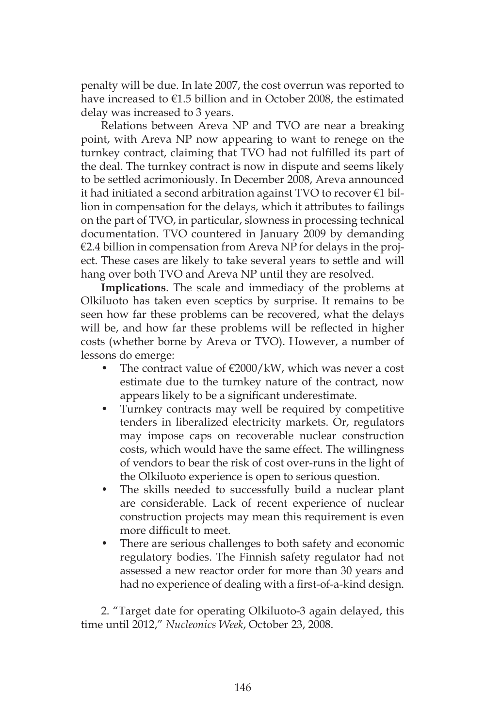penalty will be due. In late 2007, the cost overrun was reported to have increased to €1.5 billion and in October 2008, the estimated delay was increased to 3 years.

Relations between Areva NP and TVO are near a breaking point, with Areva NP now appearing to want to renege on the turnkey contract, claiming that TVO had not fulfilled its part of the deal. The turnkey contract is now in dispute and seems likely to be settled acrimoniously. In December 2008, Areva announced it had initiated a second arbitration against TVO to recover €1 billion in compensation for the delays, which it attributes to failings on the part of TVO, in particular, slowness in processing technical documentation. TVO countered in January 2009 by demanding €2.4 billion in compensation from Areva NP for delays in the project. These cases are likely to take several years to settle and will hang over both TVO and Areva NP until they are resolved.

**Implications**. The scale and immediacy of the problems at Olkiluoto has taken even sceptics by surprise. It remains to be seen how far these problems can be recovered, what the delays will be, and how far these problems will be reflected in higher costs (whether borne by Areva or TVO). However, a number of lessons do emerge:

- The contract value of €2000/kW, which was never a cost estimate due to the turnkey nature of the contract, now appears likely to be a significant underestimate.
- Turnkey contracts may well be required by competitive tenders in liberalized electricity markets. Or, regulators may impose caps on recoverable nuclear construction costs, which would have the same effect. The willingness of vendors to bear the risk of cost over-runs in the light of the Olkiluoto experience is open to serious question.
- The skills needed to successfully build a nuclear plant are considerable. Lack of recent experience of nuclear construction projects may mean this requirement is even more difficult to meet.
- There are serious challenges to both safety and economic regulatory bodies. The Finnish safety regulator had not assessed a new reactor order for more than 30 years and had no experience of dealing with a first-of-a-kind design.

2. "Target date for operating Olkiluoto-3 again delayed, this time until 2012," *Nucleonics Week*, October 23, 2008.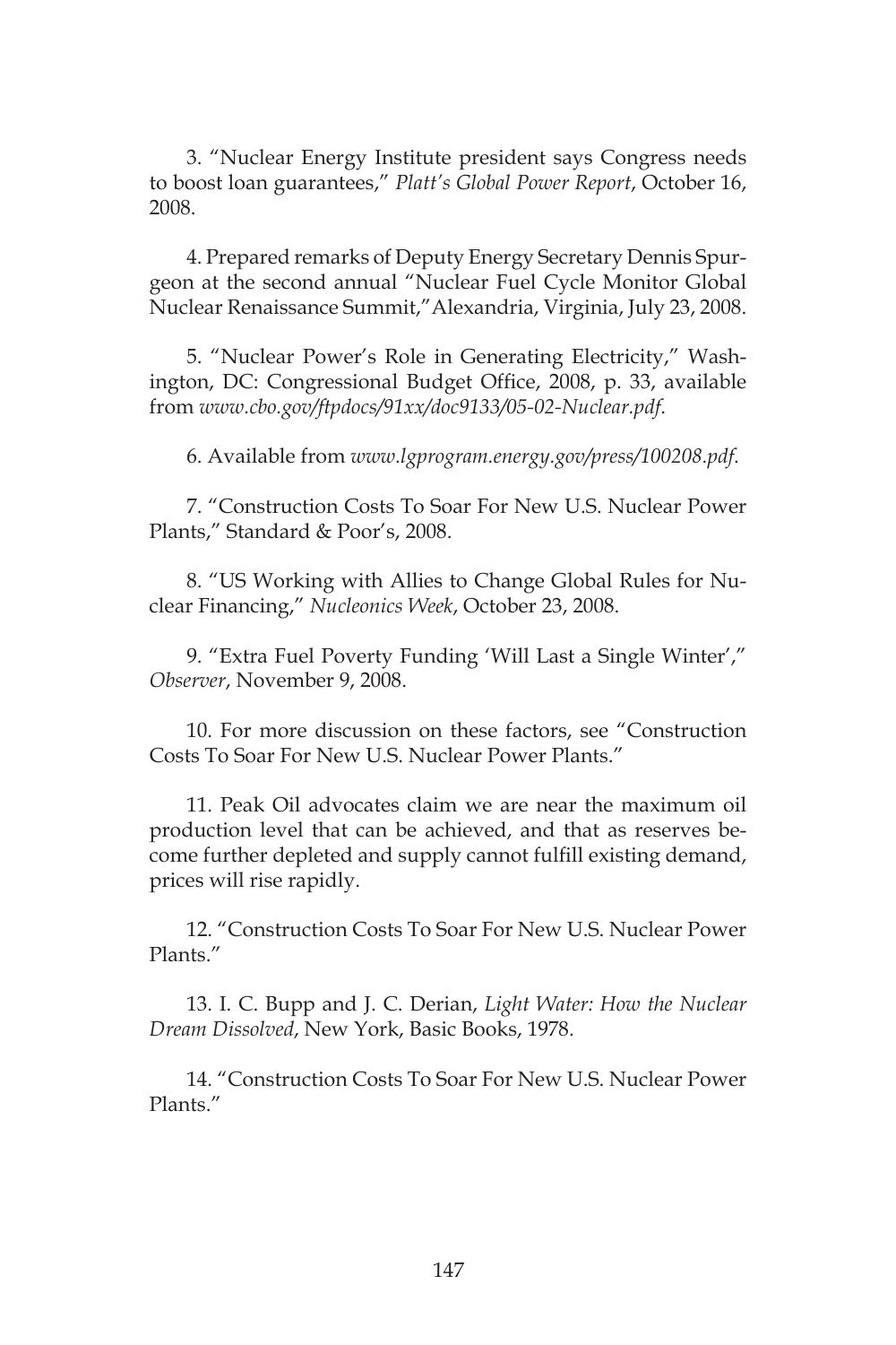3. "Nuclear Energy Institute president says Congress needs to boost loan guarantees," *Platt's Global Power Report*, October 16, 2008.

4. Prepared remarks of Deputy Energy Secretary Dennis Spurgeon at the second annual "Nuclear Fuel Cycle Monitor Global Nuclear Renaissance Summit," Alexandria, Virginia, July 23, 2008.

5. "Nuclear Power's Role in Generating Electricity," Washington, DC: Congressional Budget Office, 2008, p. 33, available from *www.cbo.gov/ftpdocs/91xx/doc9133/05-02-Nuclear.pdf*.

6. Available from *www.lgprogram.energy.gov/press/100208.pdf*.

7. "Construction Costs To Soar For New U.S. Nuclear Power Plants," Standard & Poor's, 2008.

8. "US Working with Allies to Change Global Rules for Nuclear Financing," *Nucleonics Week*, October 23, 2008.

9. "Extra Fuel Poverty Funding 'Will Last a Single Winter'," *Observer*, November 9, 2008.

10. For more discussion on these factors, see "Construction Costs To Soar For New U.S. Nuclear Power Plants."

11. Peak Oil advocates claim we are near the maximum oil production level that can be achieved, and that as reserves become further depleted and supply cannot fulfill existing demand, prices will rise rapidly.

12. "Construction Costs To Soar For New U.S. Nuclear Power Plants."

13. I. C. Bupp and J. C. Derian, *Light Water: How the Nuclear Dream Dissolved*, New York, Basic Books, 1978.

14. "Construction Costs To Soar For New U.S. Nuclear Power Plants."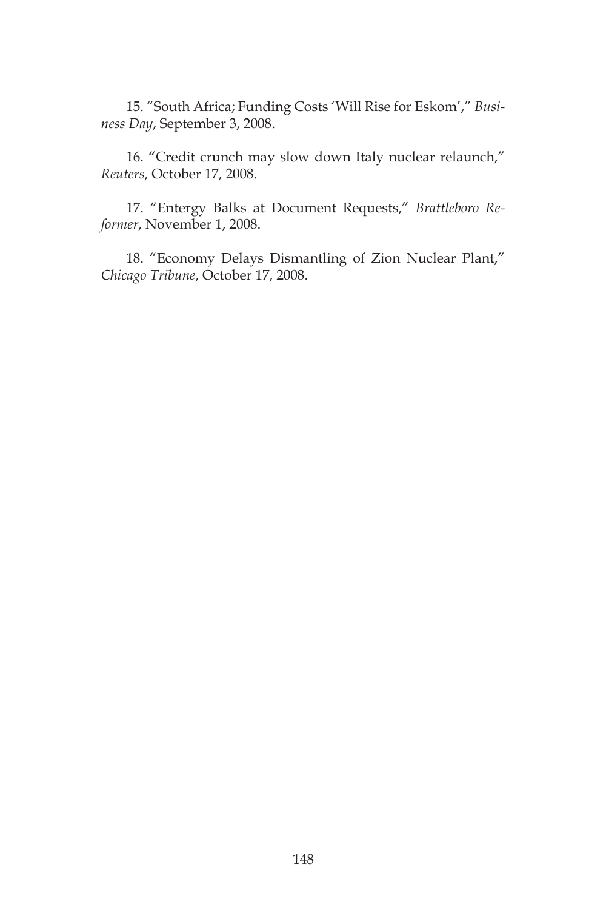15. "South Africa; Funding Costs 'Will Rise for Eskom'," *Business Day*, September 3, 2008.

16. "Credit crunch may slow down Italy nuclear relaunch," *Reuters*, October 17, 2008.

17. "Entergy Balks at Document Requests," *Brattleboro Reformer*, November 1, 2008.

18. "Economy Delays Dismantling of Zion Nuclear Plant," *Chicago Tribune*, October 17, 2008.